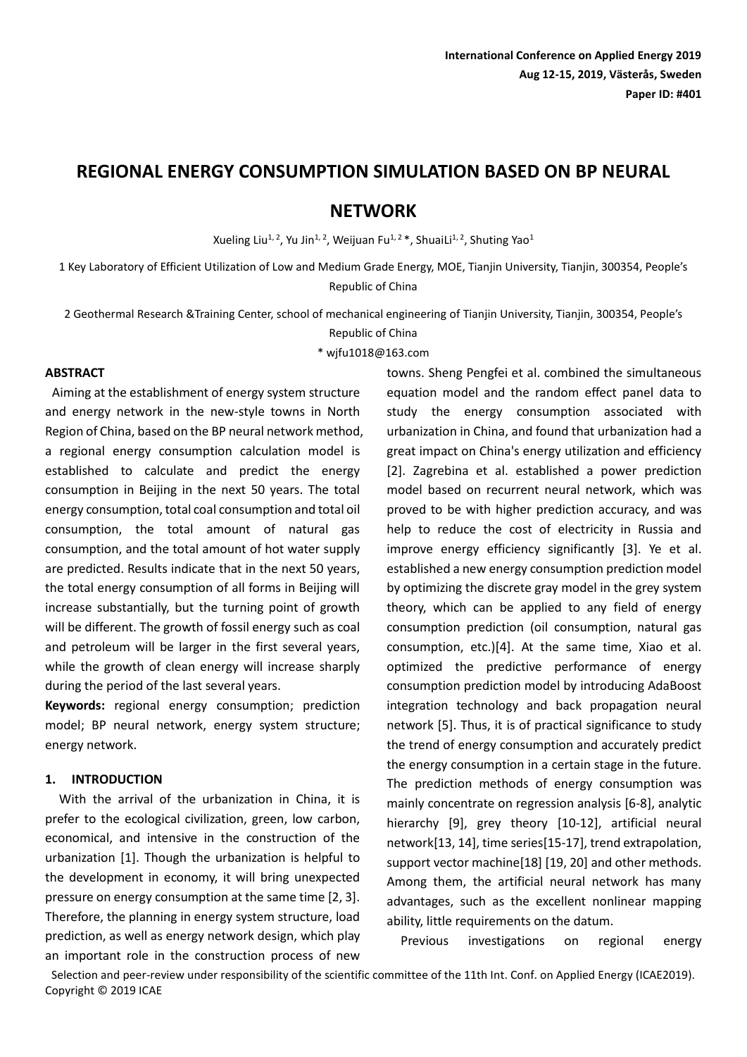International Conference on Applied Energy 2019
Aug 12-15, 2019, Västerås, Sweden
Paper ID: #401

# REGIONAL ENERGY CONSUMPTION SIMULATION BASED ON BP NEURAL NETWORK

Xueling Liu[1, 2], Yu Jin[1, 2], Weijuan Fu[1, 2] *, ShuaiLi[1, 2], Shuting Yao[1]

1 Key Laboratory of Efficient Utilization of Low and Medium Grade Energy, MOE, Tianjin University, Tianjin, 300354, People's Republic of China

2 Geothermal Research &Training Center, school of mechanical engineering of Tianjin University, Tianjin, 300354, People's Republic of China

* wjfu1018@163.com

**ABSTRACT**

Aiming at the establishment of energy system structure and energy network in the new-style towns in North Region of China, based on the BP neural network method, a regional energy consumption calculation model is established to calculate and predict the energy consumption in Beijing in the next 50 years. The total energy consumption, total coal consumption and total oil consumption, the total amount of natural gas consumption, and the total amount of hot water supply are predicted. Results indicate that in the next 50 years, the total energy consumption of all forms in Beijing will increase substantially, but the turning point of growth will be different. The growth of fossil energy such as coal and petroleum will be larger in the first several years, while the growth of clean energy will increase sharply during the period of the last several years.

**Keywords:** regional energy consumption; prediction model; BP neural network, energy system structure; energy network.

## 1. INTRODUCTION

With the arrival of the urbanization in China, it is prefer to the ecological civilization, green, low carbon, economical, and intensive in the construction of the urbanization [1]. Though the urbanization is helpful to the development in economy, it will bring unexpected pressure on energy consumption at the same time [2, 3]. Therefore, the planning in energy system structure, load prediction, as well as energy network design, which play an important role in the construction process of new towns. Sheng Pengfei et al. combined the simultaneous equation model and the random effect panel data to study the energy consumption associated with urbanization in China, and found that urbanization had a great impact on China's energy utilization and efficiency [2]. Zagrebina et al. established a power prediction model based on recurrent neural network, which was proved to be with higher prediction accuracy, and was help to reduce the cost of electricity in Russia and improve energy efficiency significantly [3]. Ye et al. established a new energy consumption prediction model by optimizing the discrete gray model in the grey system theory, which can be applied to any field of energy consumption prediction (oil consumption, natural gas consumption, etc.)[4]. At the same time, Xiao et al. optimized the predictive performance of energy consumption prediction model by introducing AdaBoost integration technology and back propagation neural network [5]. Thus, it is of practical significance to study the trend of energy consumption and accurately predict the energy consumption in a certain stage in the future. The prediction methods of energy consumption was mainly concentrate on regression analysis [6-8], analytic hierarchy [9], grey theory [10-12], artificial neural network[13, 14], time series[15-17], trend extrapolation, support vector machine[18] [19, 20] and other methods. Among them, the artificial neural network has many advantages, such as the excellent nonlinear mapping ability, little requirements on the datum.

Previous investigations on regional energy

Selection and peer-review under responsibility of the scientific committee of the 11th Int. Conf. on Applied Energy (ICAE2019).
Copyright © 2019 ICAE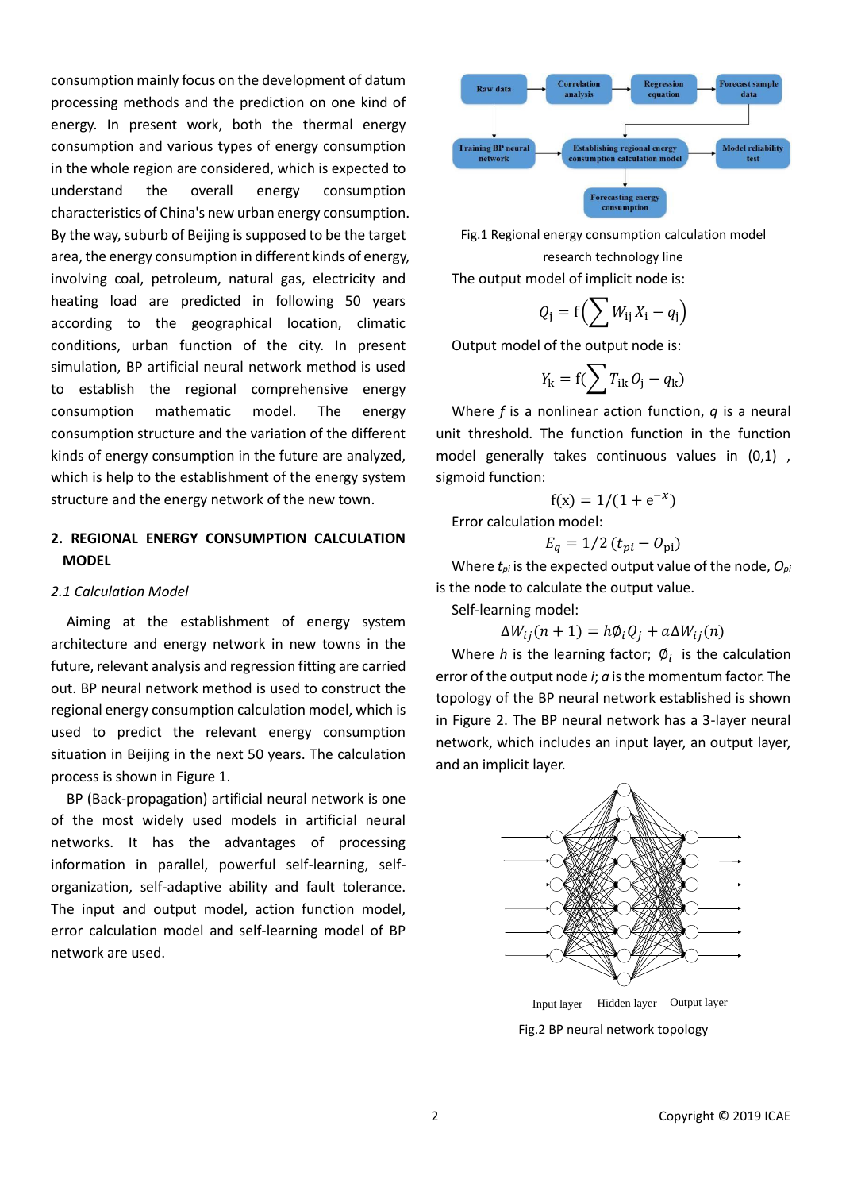consumption mainly focus on the development of datum processing methods and the prediction on one kind of energy. In present work, both the thermal energy consumption and various types of energy consumption in the whole region are considered, which is expected to understand the overall energy consumption characteristics of China's new urban energy consumption. By the way, suburb of Beijing is supposed to be the target area, the energy consumption in different kinds of energy, involving coal, petroleum, natural gas, electricity and heating load are predicted in following 50 years according to the geographical location, climatic conditions, urban function of the city. In present simulation, BP artificial neural network method is used to establish the regional comprehensive energy consumption mathematic model. The energy consumption structure and the variation of the different kinds of energy consumption in the future are analyzed, which is help to the establishment of the energy system structure and the energy network of the new town.

## 2. REGIONAL ENERGY CONSUMPTION CALCULATION MODEL

### *2.1 Calculation Model*

Aiming at the establishment of energy system architecture and energy network in new towns in the future, relevant analysis and regression fitting are carried out. BP neural network method is used to construct the regional energy consumption calculation model, which is used to predict the relevant energy consumption situation in Beijing in the next 50 years. The calculation process is shown in Figure 1.

BP (Back-propagation) artificial neural network is one of the most widely used models in artificial neural networks. It has the advantages of processing information in parallel, powerful self-learning, self-organization, self-adaptive ability and fault tolerance. The input and output model, action function model, error calculation model and self-learning model of BP network are used.

Fig.1 Regional energy consumption calculation model research technology line

The output model of implicit node is:

$$Q_j = f\left(\sum W_{ij} X_i - q_j\right)$$

Output model of the output node is:

$$Y_k = f\left(\sum T_{ik} O_j - q_k\right)$$

Where $f$ is a nonlinear action function, $q$ is a neural unit threshold. The function function in the function model generally takes continuous values in (0,1) , sigmoid function:

$$f(x) = 1/(1 + e^{-x})$$

Error calculation model:

$$E_q = 1/2\,(t_{pi} - O_{pi})$$

Where $t_{pi}$ is the expected output value of the node, $O_{pi}$ is the node to calculate the output value.

Self-learning model:

$$\Delta W_{ij}(n+1) = h\emptyset_i Q_j + a\Delta W_{ij}(n)$$

Where $h$ is the learning factor; $\emptyset_i$ is the calculation error of the output node $i$; $a$ is the momentum factor. The topology of the BP neural network established is shown in Figure 2. The BP neural network has a 3-layer neural network, which includes an input layer, an output layer, and an implicit layer.

Fig.2 BP neural network topology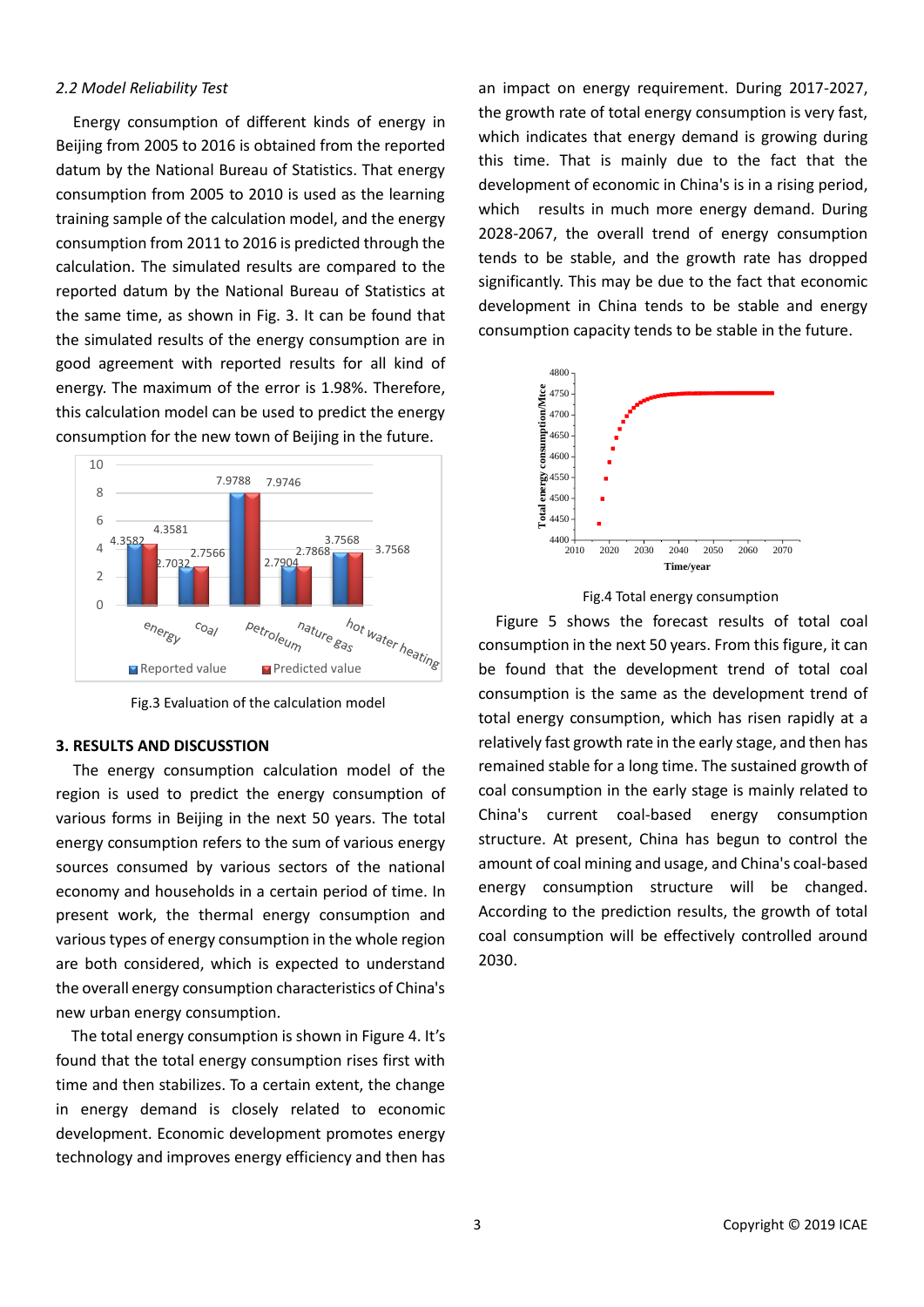*2.2 Model Reliability Test*

Energy consumption of different kinds of energy in Beijing from 2005 to 2016 is obtained from the reported datum by the National Bureau of Statistics. That energy consumption from 2005 to 2010 is used as the learning training sample of the calculation model, and the energy consumption from 2011 to 2016 is predicted through the calculation. The simulated results are compared to the reported datum by the National Bureau of Statistics at the same time, as shown in Fig. 3. It can be found that the simulated results of the energy consumption are in good agreement with reported results for all kind of energy. The maximum of the error is 1.98%. Therefore, this calculation model can be used to predict the energy consumption for the new town of Beijing in the future.

Fig.3 Evaluation of the calculation model

## 3. RESULTS AND DISCUSSTION

The energy consumption calculation model of the region is used to predict the energy consumption of various forms in Beijing in the next 50 years. The total energy consumption refers to the sum of various energy sources consumed by various sectors of the national economy and households in a certain period of time. In present work, the thermal energy consumption and various types of energy consumption in the whole region are both considered, which is expected to understand the overall energy consumption characteristics of China's new urban energy consumption.

The total energy consumption is shown in Figure 4. It's found that the total energy consumption rises first with time and then stabilizes. To a certain extent, the change in energy demand is closely related to economic development. Economic development promotes energy technology and improves energy efficiency and then has an impact on energy requirement. During 2017-2027, the growth rate of total energy consumption is very fast, which indicates that energy demand is growing during this time. That is mainly due to the fact that the development of economic in China's is in a rising period, which results in much more energy demand. During 2028-2067, the overall trend of energy consumption tends to be stable, and the growth rate has dropped significantly. This may be due to the fact that economic development in China tends to be stable and energy consumption capacity tends to be stable in the future.

Fig.4 Total energy consumption

Figure 5 shows the forecast results of total coal consumption in the next 50 years. From this figure, it can be found that the development trend of total coal consumption is the same as the development trend of total energy consumption, which has risen rapidly at a relatively fast growth rate in the early stage, and then has remained stable for a long time. The sustained growth of coal consumption in the early stage is mainly related to China's current coal-based energy consumption structure. At present, China has begun to control the amount of coal mining and usage, and China's coal-based energy consumption structure will be changed. According to the prediction results, the growth of total coal consumption will be effectively controlled around 2030.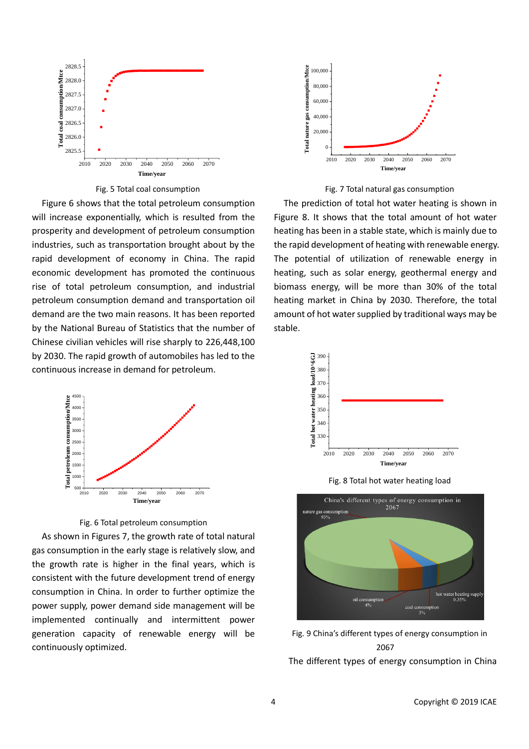Fig. 5 Total coal consumption

Figure 6 shows that the total petroleum consumption will increase exponentially, which is resulted from the prosperity and development of petroleum consumption industries, such as transportation brought about by the rapid development of economy in China. The rapid economic development has promoted the continuous rise of total petroleum consumption, and industrial petroleum consumption demand and transportation oil demand are the two main reasons. It has been reported by the National Bureau of Statistics that the number of Chinese civilian vehicles will rise sharply to 226,448,100 by 2030. The rapid growth of automobiles has led to the continuous increase in demand for petroleum.

Fig. 6 Total petroleum consumption

As shown in Figures 7, the growth rate of total natural gas consumption in the early stage is relatively slow, and the growth rate is higher in the final years, which is consistent with the future development trend of energy consumption in China. In order to further optimize the power supply, power demand side management will be implemented continually and intermittent power generation capacity of renewable energy will be continuously optimized.

Fig. 7 Total natural gas consumption

The prediction of total hot water heating is shown in Figure 8. It shows that the total amount of hot water heating has been in a stable state, which is mainly due to the rapid development of heating with renewable energy. The potential of utilization of renewable energy in heating, such as solar energy, geothermal energy and biomass energy, will be more than 30% of the total heating market in China by 2030. Therefore, the total amount of hot water supplied by traditional ways may be stable.

Fig. 8 Total hot water heating load

Fig. 9 China's different types of energy consumption in 2067

The different types of energy consumption in China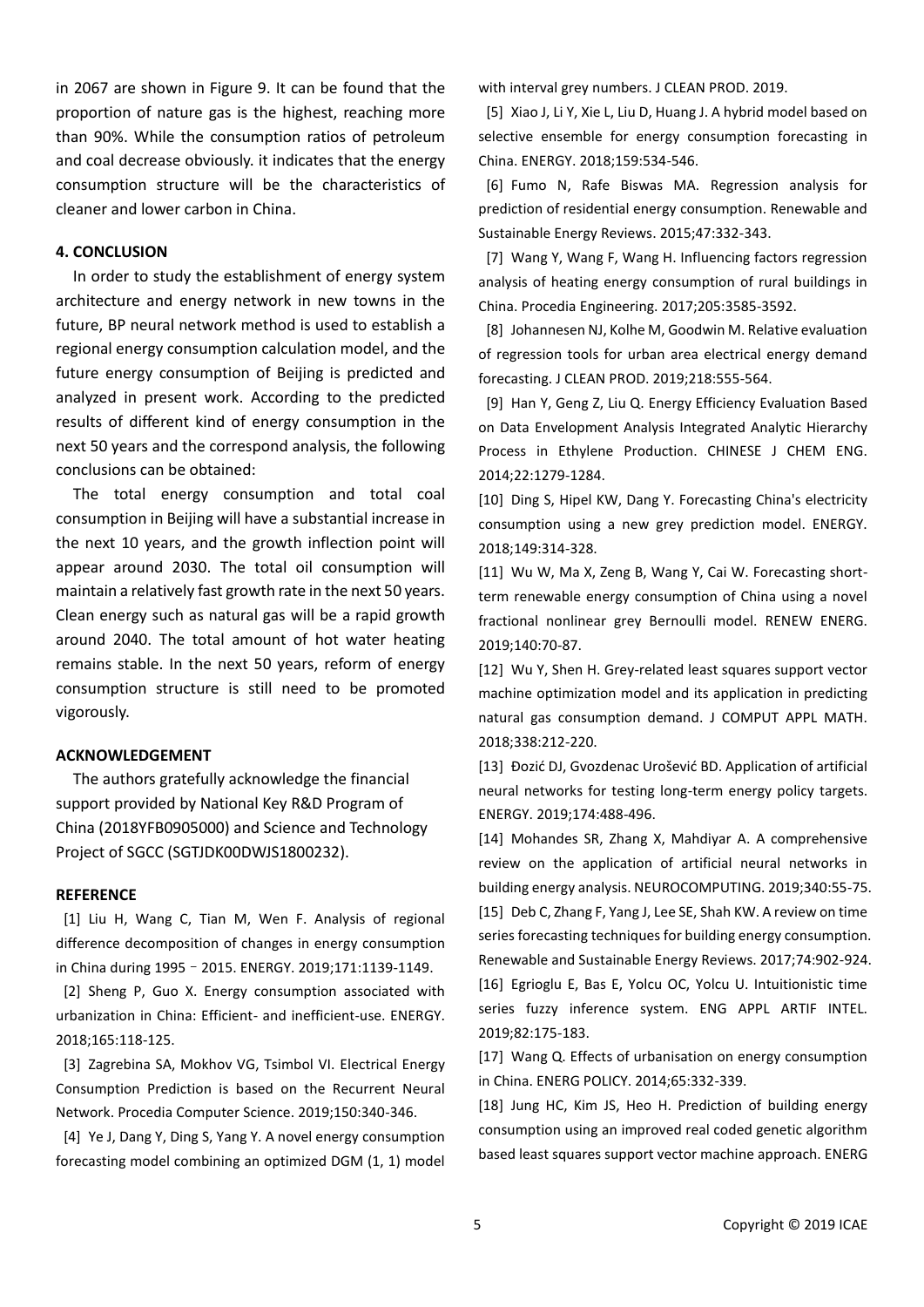in 2067 are shown in Figure 9. It can be found that the proportion of nature gas is the highest, reaching more than 90%. While the consumption ratios of petroleum and coal decrease obviously. it indicates that the energy consumption structure will be the characteristics of cleaner and lower carbon in China.

### 4. CONCLUSION

In order to study the establishment of energy system architecture and energy network in new towns in the future, BP neural network method is used to establish a regional energy consumption calculation model, and the future energy consumption of Beijing is predicted and analyzed in present work. According to the predicted results of different kind of energy consumption in the next 50 years and the correspond analysis, the following conclusions can be obtained:

The total energy consumption and total coal consumption in Beijing will have a substantial increase in the next 10 years, and the growth inflection point will appear around 2030. The total oil consumption will maintain a relatively fast growth rate in the next 50 years. Clean energy such as natural gas will be a rapid growth around 2040. The total amount of hot water heating remains stable. In the next 50 years, reform of energy consumption structure is still need to be promoted vigorously.

### ACKNOWLEDGEMENT

The authors gratefully acknowledge the financial support provided by National Key R&D Program of China (2018YFB0905000) and Science and Technology Project of SGCC (SGTJDK00DWJS1800232).

### REFERENCE

[1] Liu H, Wang C, Tian M, Wen F. Analysis of regional difference decomposition of changes in energy consumption in China during 1995 - 2015. ENERGY. 2019;171:1139-1149.

[2] Sheng P, Guo X. Energy consumption associated with urbanization in China: Efficient- and inefficient-use. ENERGY. 2018;165:118-125.

[3] Zagrebina SA, Mokhov VG, Tsimbol VI. Electrical Energy Consumption Prediction is based on the Recurrent Neural Network. Procedia Computer Science. 2019;150:340-346.

[4] Ye J, Dang Y, Ding S, Yang Y. A novel energy consumption forecasting model combining an optimized DGM (1, 1) model with interval grey numbers. J CLEAN PROD. 2019.

[5] Xiao J, Li Y, Xie L, Liu D, Huang J. A hybrid model based on selective ensemble for energy consumption forecasting in China. ENERGY. 2018;159:534-546.

[6] Fumo N, Rafe Biswas MA. Regression analysis for prediction of residential energy consumption. Renewable and Sustainable Energy Reviews. 2015;47:332-343.

[7] Wang Y, Wang F, Wang H. Influencing factors regression analysis of heating energy consumption of rural buildings in China. Procedia Engineering. 2017;205:3585-3592.

[8] Johannesen NJ, Kolhe M, Goodwin M. Relative evaluation of regression tools for urban area electrical energy demand forecasting. J CLEAN PROD. 2019;218:555-564.

[9] Han Y, Geng Z, Liu Q. Energy Efficiency Evaluation Based on Data Envelopment Analysis Integrated Analytic Hierarchy Process in Ethylene Production. CHINESE J CHEM ENG. 2014;22:1279-1284.

[10] Ding S, Hipel KW, Dang Y. Forecasting China's electricity consumption using a new grey prediction model. ENERGY. 2018;149:314-328.

[11] Wu W, Ma X, Zeng B, Wang Y, Cai W. Forecasting short-term renewable energy consumption of China using a novel fractional nonlinear grey Bernoulli model. RENEW ENERG. 2019;140:70-87.

[12] Wu Y, Shen H. Grey-related least squares support vector machine optimization model and its application in predicting natural gas consumption demand. J COMPUT APPL MATH. 2018;338:212-220.

[13] Đozić DJ, Gvozdenac Urošević BD. Application of artificial neural networks for testing long-term energy policy targets. ENERGY. 2019;174:488-496.

[14] Mohandes SR, Zhang X, Mahdiyar A. A comprehensive review on the application of artificial neural networks in building energy analysis. NEUROCOMPUTING. 2019;340:55-75.

[15] Deb C, Zhang F, Yang J, Lee SE, Shah KW. A review on time series forecasting techniques for building energy consumption. Renewable and Sustainable Energy Reviews. 2017;74:902-924.

[16] Egrioglu E, Bas E, Yolcu OC, Yolcu U. Intuitionistic time series fuzzy inference system. ENG APPL ARTIF INTEL. 2019;82:175-183.

[17] Wang Q. Effects of urbanisation on energy consumption in China. ENERG POLICY. 2014;65:332-339.

[18] Jung HC, Kim JS, Heo H. Prediction of building energy consumption using an improved real coded genetic algorithm based least squares support vector machine approach. ENERG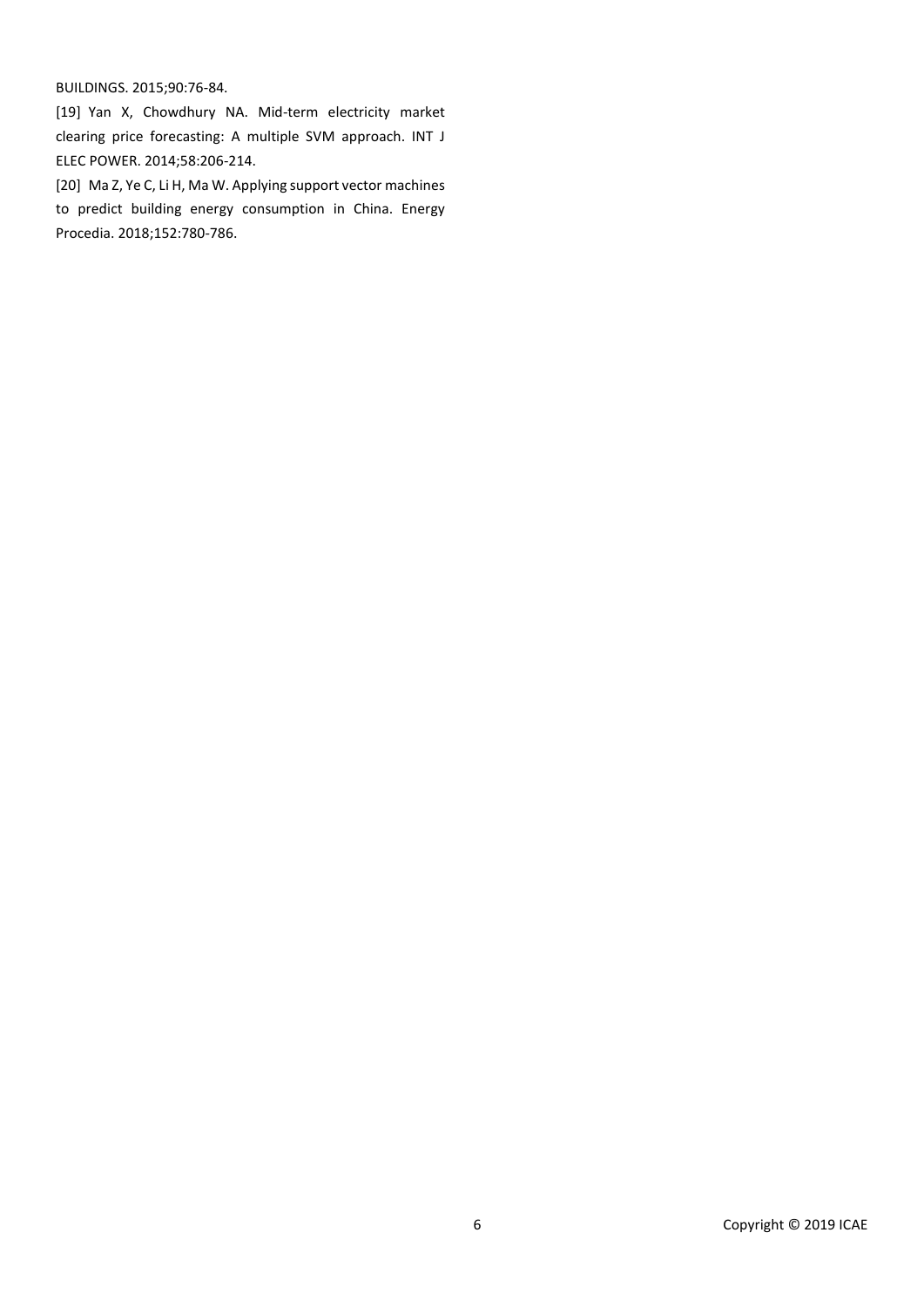BUILDINGS. 2015;90:76-84.

[19] Yan X, Chowdhury NA. Mid-term electricity market clearing price forecasting: A multiple SVM approach. INT J ELEC POWER. 2014;58:206-214.

[20] Ma Z, Ye C, Li H, Ma W. Applying support vector machines to predict building energy consumption in China. Energy Procedia. 2018;152:780-786.